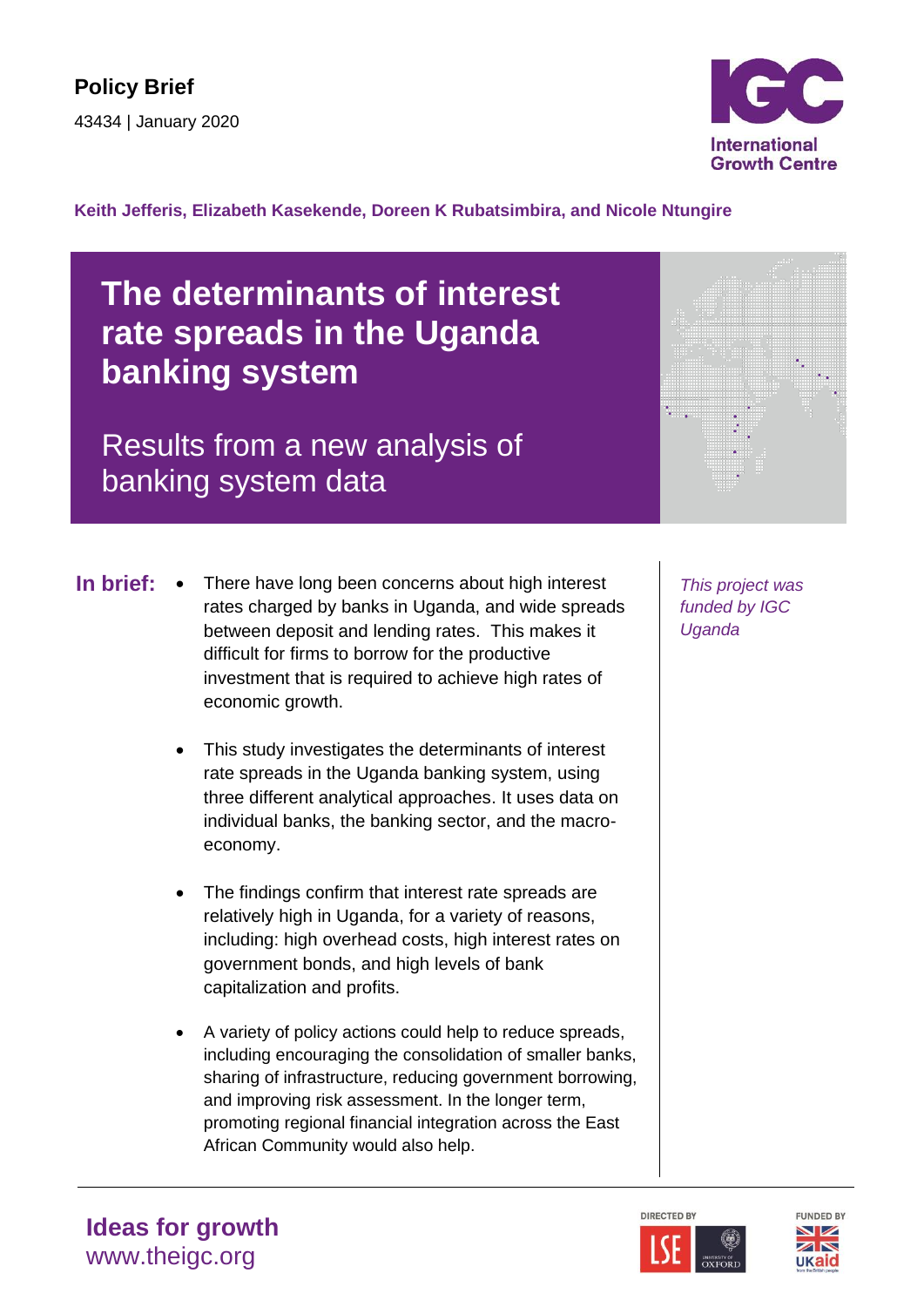**Policy Brief**

43434 | January 2020

International Growth Centre

**Keith Jefferis, Elizabeth Kasekende, Doreen K Rubatsimbira, and Nicole Ntungire**

# The determinants of interest rate spreads in the Uganda banking system

## Results from a new analysis of banking system data

**In brief:**

- There have long been concerns about high interest rates charged by banks in Uganda, and wide spreads between deposit and lending rates. This makes it difficult for firms to borrow for the productive investment that is required to achieve high rates of economic growth.

- This study investigates the determinants of interest rate spreads in the Uganda banking system, using three different analytical approaches. It uses data on individual banks, the banking sector, and the macro-economy.

- The findings confirm that interest rate spreads are relatively high in Uganda, for a variety of reasons, including: high overhead costs, high interest rates on government bonds, and high levels of bank capitalization and profits.

- A variety of policy actions could help to reduce spreads, including encouraging the consolidation of smaller banks, sharing of infrastructure, reducing government borrowing, and improving risk assessment. In the longer term, promoting regional financial integration across the East African Community would also help.

*This project was funded by IGC Uganda*

**Ideas for growth**
www.theigc.org

DIRECTED BY LSE University of Oxford

FUNDED BY UKaid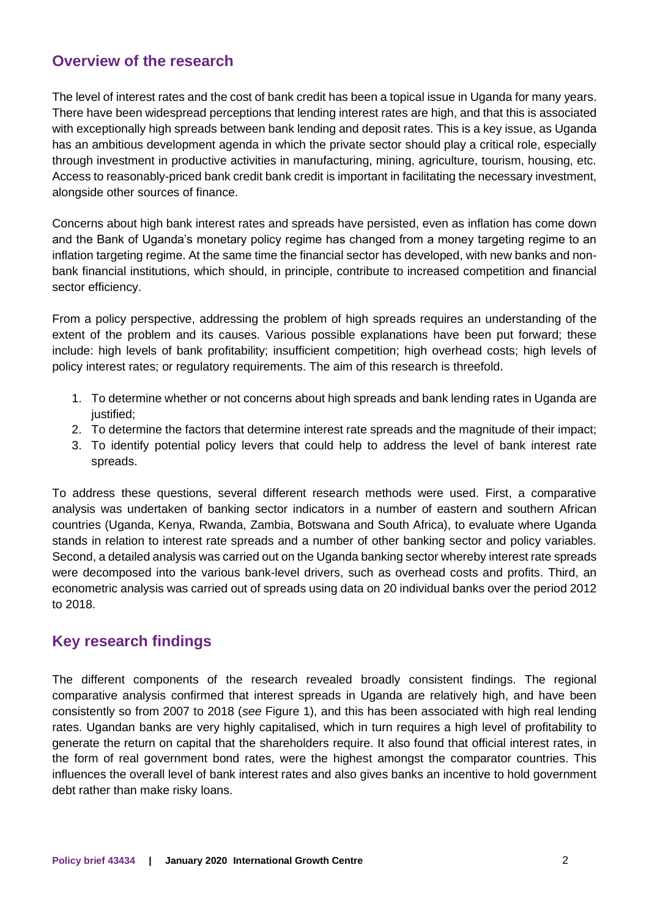## Overview of the research

The level of interest rates and the cost of bank credit has been a topical issue in Uganda for many years. There have been widespread perceptions that lending interest rates are high, and that this is associated with exceptionally high spreads between bank lending and deposit rates. This is a key issue, as Uganda has an ambitious development agenda in which the private sector should play a critical role, especially through investment in productive activities in manufacturing, mining, agriculture, tourism, housing, etc. Access to reasonably-priced bank credit bank credit is important in facilitating the necessary investment, alongside other sources of finance.

Concerns about high bank interest rates and spreads have persisted, even as inflation has come down and the Bank of Uganda's monetary policy regime has changed from a money targeting regime to an inflation targeting regime. At the same time the financial sector has developed, with new banks and non-bank financial institutions, which should, in principle, contribute to increased competition and financial sector efficiency.

From a policy perspective, addressing the problem of high spreads requires an understanding of the extent of the problem and its causes. Various possible explanations have been put forward; these include: high levels of bank profitability; insufficient competition; high overhead costs; high levels of policy interest rates; or regulatory requirements. The aim of this research is threefold.

1. To determine whether or not concerns about high spreads and bank lending rates in Uganda are justified;
2. To determine the factors that determine interest rate spreads and the magnitude of their impact;
3. To identify potential policy levers that could help to address the level of bank interest rate spreads.

To address these questions, several different research methods were used. First, a comparative analysis was undertaken of banking sector indicators in a number of eastern and southern African countries (Uganda, Kenya, Rwanda, Zambia, Botswana and South Africa), to evaluate where Uganda stands in relation to interest rate spreads and a number of other banking sector and policy variables. Second, a detailed analysis was carried out on the Uganda banking sector whereby interest rate spreads were decomposed into the various bank-level drivers, such as overhead costs and profits. Third, an econometric analysis was carried out of spreads using data on 20 individual banks over the period 2012 to 2018.

## Key research findings

The different components of the research revealed broadly consistent findings. The regional comparative analysis confirmed that interest spreads in Uganda are relatively high, and have been consistently so from 2007 to 2018 (*see* Figure 1), and this has been associated with high real lending rates. Ugandan banks are very highly capitalised, which in turn requires a high level of profitability to generate the return on capital that the shareholders require. It also found that official interest rates, in the form of real government bond rates, were the highest amongst the comparator countries. This influences the overall level of bank interest rates and also gives banks an incentive to hold government debt rather than make risky loans.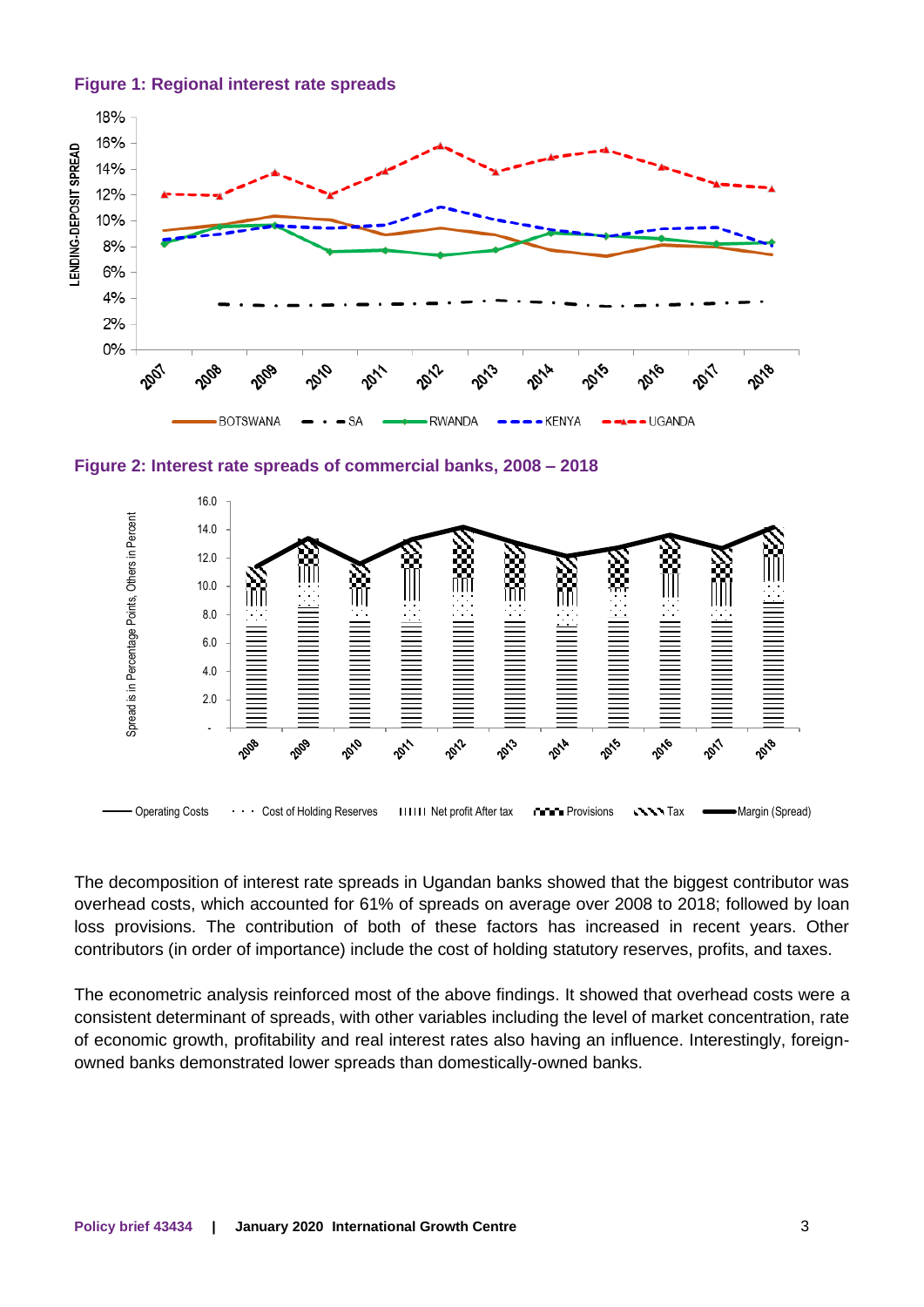**Figure 1: Regional interest rate spreads**

**Figure 2: Interest rate spreads of commercial banks, 2008 – 2018**

The decomposition of interest rate spreads in Ugandan banks showed that the biggest contributor was overhead costs, which accounted for 61% of spreads on average over 2008 to 2018; followed by loan loss provisions. The contribution of both of these factors has increased in recent years. Other contributors (in order of importance) include the cost of holding statutory reserves, profits, and taxes.

The econometric analysis reinforced most of the above findings. It showed that overhead costs were a consistent determinant of spreads, with other variables including the level of market concentration, rate of economic growth, profitability and real interest rates also having an influence. Interestingly, foreign-owned banks demonstrated lower spreads than domestically-owned banks.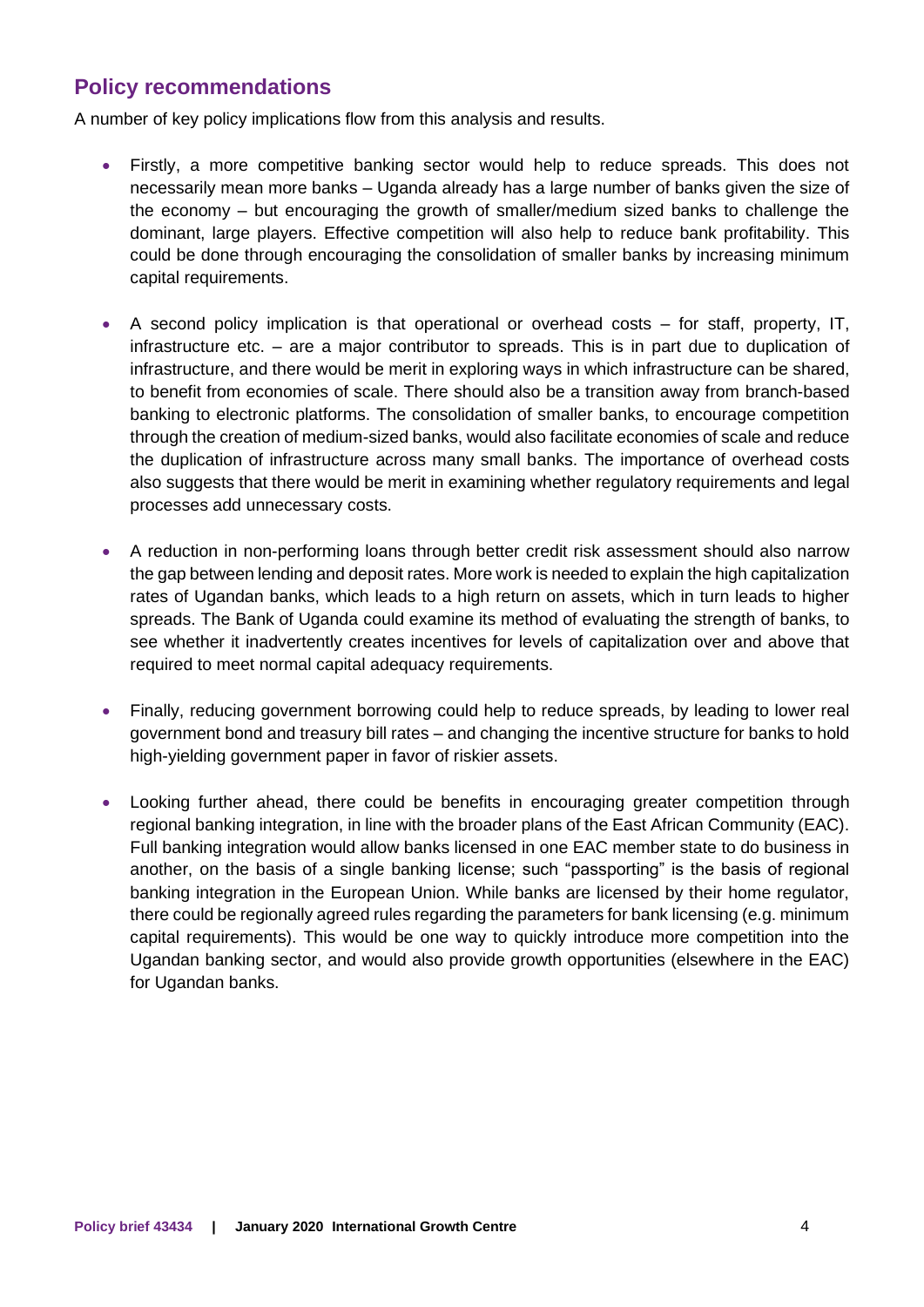## Policy recommendations

A number of key policy implications flow from this analysis and results.

- Firstly, a more competitive banking sector would help to reduce spreads. This does not necessarily mean more banks – Uganda already has a large number of banks given the size of the economy – but encouraging the growth of smaller/medium sized banks to challenge the dominant, large players. Effective competition will also help to reduce bank profitability. This could be done through encouraging the consolidation of smaller banks by increasing minimum capital requirements.

- A second policy implication is that operational or overhead costs – for staff, property, IT, infrastructure etc. – are a major contributor to spreads. This is in part due to duplication of infrastructure, and there would be merit in exploring ways in which infrastructure can be shared, to benefit from economies of scale. There should also be a transition away from branch-based banking to electronic platforms. The consolidation of smaller banks, to encourage competition through the creation of medium-sized banks, would also facilitate economies of scale and reduce the duplication of infrastructure across many small banks. The importance of overhead costs also suggests that there would be merit in examining whether regulatory requirements and legal processes add unnecessary costs.

- A reduction in non-performing loans through better credit risk assessment should also narrow the gap between lending and deposit rates. More work is needed to explain the high capitalization rates of Ugandan banks, which leads to a high return on assets, which in turn leads to higher spreads. The Bank of Uganda could examine its method of evaluating the strength of banks, to see whether it inadvertently creates incentives for levels of capitalization over and above that required to meet normal capital adequacy requirements.

- Finally, reducing government borrowing could help to reduce spreads, by leading to lower real government bond and treasury bill rates – and changing the incentive structure for banks to hold high-yielding government paper in favor of riskier assets.

- Looking further ahead, there could be benefits in encouraging greater competition through regional banking integration, in line with the broader plans of the East African Community (EAC). Full banking integration would allow banks licensed in one EAC member state to do business in another, on the basis of a single banking license; such "passporting" is the basis of regional banking integration in the European Union. While banks are licensed by their home regulator, there could be regionally agreed rules regarding the parameters for bank licensing (e.g. minimum capital requirements). This would be one way to quickly introduce more competition into the Ugandan banking sector, and would also provide growth opportunities (elsewhere in the EAC) for Ugandan banks.